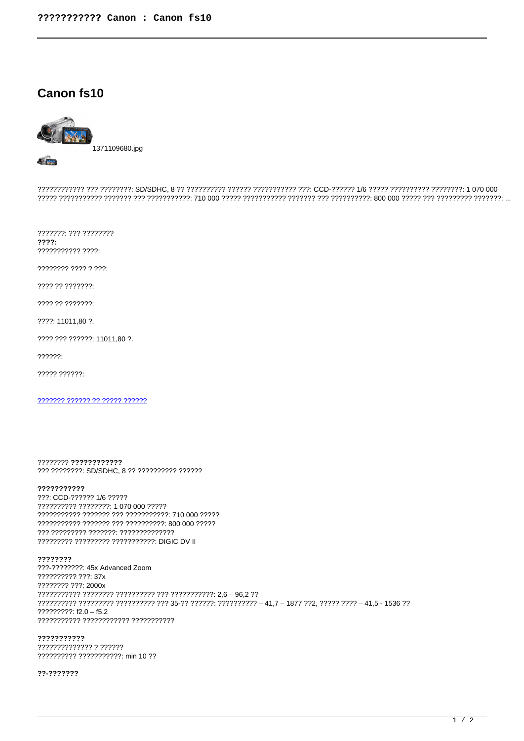# Canon fs10

1371109680.jpg

???????????? ??? ????????: SD/SDHC, 8 ?? ?????????? ?????? ??????????? ???: CCD-?????? 1/6 ????? ?????????? ????????: 1 070 000 ????? ??????????? ??????? ??? ???????????: 710 000 ????? ??????????? ??????? ??? ??????????: 800 000 ????? ??? ????????? ???????: ...

???????: ??? ????????

**????:**

??????????? ????:

???????? ???? ? ???:

???? ?? ???????:

???? ?? ???????:

????: 11011,80 ?.

???? ??? ??????: 11011,80 ?.

??????:

????? ??????:

??????? ?????? ?? ????? ??????

???????? **????????????**

??? ????????: SD/SDHC, 8 ?? ?????????? ??????

**???????????**

???: CCD-?????? 1/6 ?????
?????????? ????????: 1 070 000 ?????
??????????? ??????? ??? ???????????: 710 000 ?????
??????????? ??????? ??? ??????????: 800 000 ?????
??? ????????? ???????: ??????????????
????????? ????????? ???????????: DIGIC DV II

**????????**

???-????????: 45x Advanced Zoom
?????????? ???: 37x
???????? ???: 2000x
??????????? ???????? ?????????? ??? ???????????: 2,6 – 96,2 ??
?????????? ????????? ?????????? ??? 35-?? ??????: ?????????? – 41,7 – 1877 ???, ????? ???? – 41,5 - 1536 ??
?????????: f2.0 – f5.2
??????????? ???????????? ???????????

**???????????**

?????????????? ? ??????
?????????? ???????????: min 10 ??

**??-???????**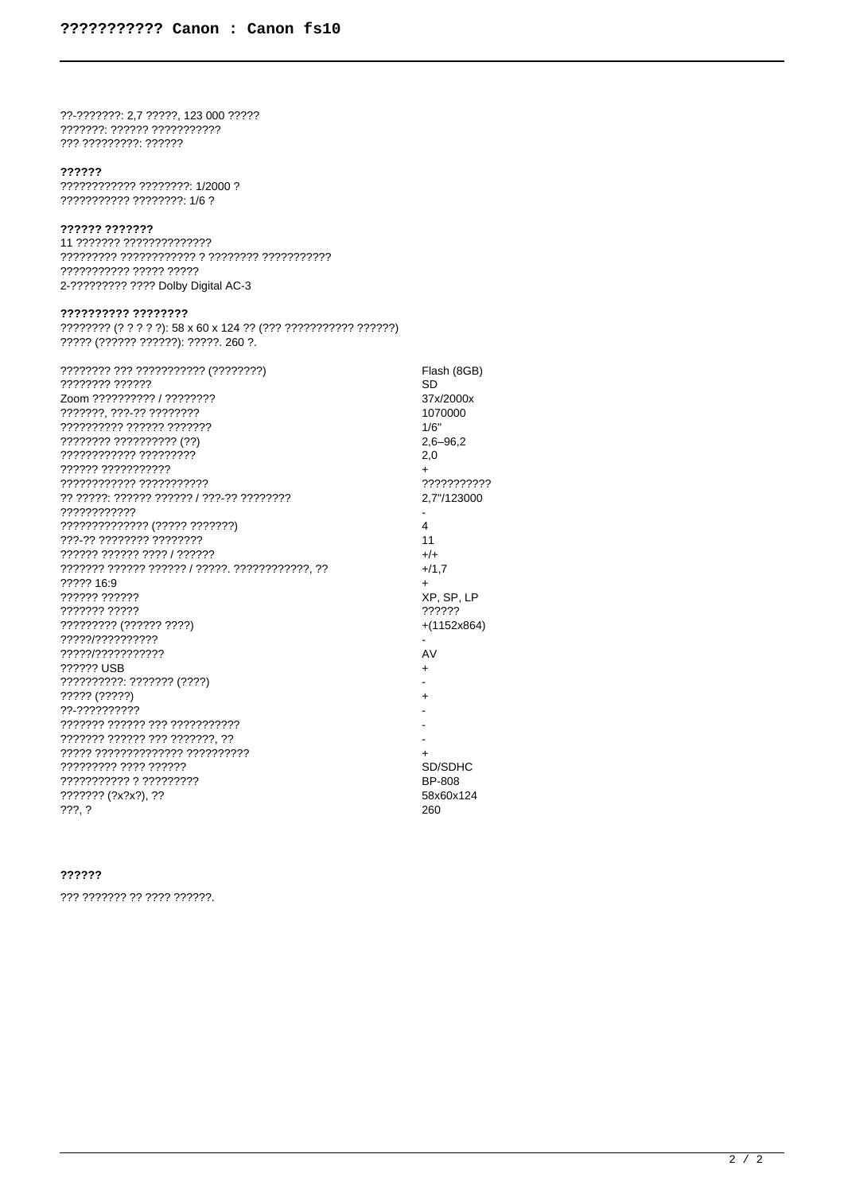??-???????: 2,7 ?????, 123 000 ?????
???????: ?????? ???????????
??? ?????????: ??????

### ??????

???????????? ????????: 1/2000 ?
??????????? ????????: 1/6 ?

### ?????? ???????

11 ??????? ??????????????
????????? ???????????? ? ???????? ???????????
??????????? ????? ?????
2-????????? ???? Dolby Digital AC-3

### ?????????? ????????

???????? (? ? ? ? ?): 58 x 60 x 124 ?? (??? ??????????? ??????)
????? (?????? ??????): ?????. 260 ?.

| | |
|---|---|
| ???????? ??? ??????????? (????????) | Flash (8GB) |
| ???????? ?????? | SD |
| Zoom ?????????? / ???????? | 37x/2000x |
| ???????, ???-?? ???????? | 1070000 |
| ?????????? ?????? ??????? | 1/6" |
| ???????? ?????????? (??) | 2,6–96,2 |
| ???????????? ????????? | 2,0 |
| ?????? ??????????? | + |
| ???????????? ??????????? | ??????????? |
| ?? ?????: ?????? ?????? / ???-?? ???????? | 2,7"/123000 |
| ???????????? | - |
| ?????????????? (????? ???????) | 4 |
| ???-?? ???????? ???????? | 11 |
| ?????? ?????? ???? / ?????? | +/+ |
| ??????? ?????? ?????? / ?????. ????????????, ?? | +/1,7 |
| ????? 16:9 | + |
| ?????? ?????? | XP, SP, LP |
| ??????? ????? | ?????? |
| ????????? (?????? ????) | +(1152x864) |
| ?????/?????????? | - |
| ?????/??????????? | AV |
| ?????? USB | + |
| ??????????: ??????? (????) | - |
| ????? (?????) | + |
| ??-?????????? | - |
| ??????? ?????? ??? ??????????? | - |
| ??????? ?????? ??? ???????, ?? | - |
| ????? ?????????????? ?????????? | + |
| ????????? ???? ?????? | SD/SDHC |
| ??????????? ? ????????? | BP-808 |
| ??????? (?x?x?), ?? | 58x60x124 |
| ???, ? | 260 |

### ??????

??? ??????? ?? ???? ??????.